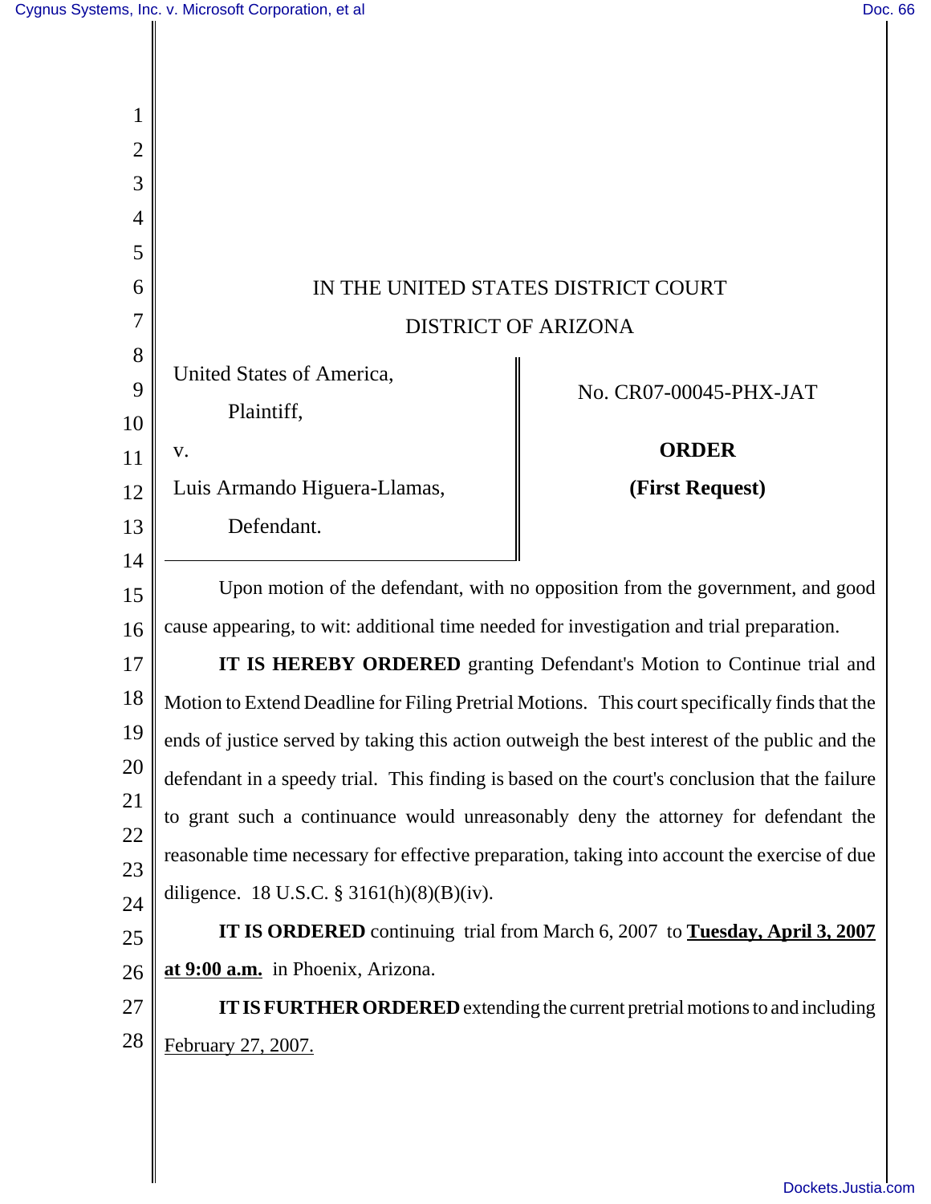IN THE UNITED STATES DISTRICT COURT

DISTRICT OF ARIZONA

United States of America,

Plaintiff,

v.

Luis Armando Higuera-Llamas,

Defendant.

No. CR07-00045-PHX-JAT

**ORDER**

**(First Request)**

Upon motion of the defendant, with no opposition from the government, and good cause appearing, to wit: additional time needed for investigation and trial preparation.

**IT IS HEREBY ORDERED** granting Defendant's Motion to Continue trial and Motion to Extend Deadline for Filing Pretrial Motions. This court specifically finds that the ends of justice served by taking this action outweigh the best interest of the public and the defendant in a speedy trial. This finding is based on the court's conclusion that the failure to grant such a continuance would unreasonably deny the attorney for defendant the reasonable time necessary for effective preparation, taking into account the exercise of due diligence. 18 U.S.C. § 3161(h)(8)(B)(iv).

**IT IS ORDERED** continuing trial from March 6, 2007 to **Tuesday, April 3, 2007 at 9:00 a.m.** in Phoenix, Arizona.

**IT IS FURTHER ORDERED** extending the current pretrial motions to and including February 27, 2007.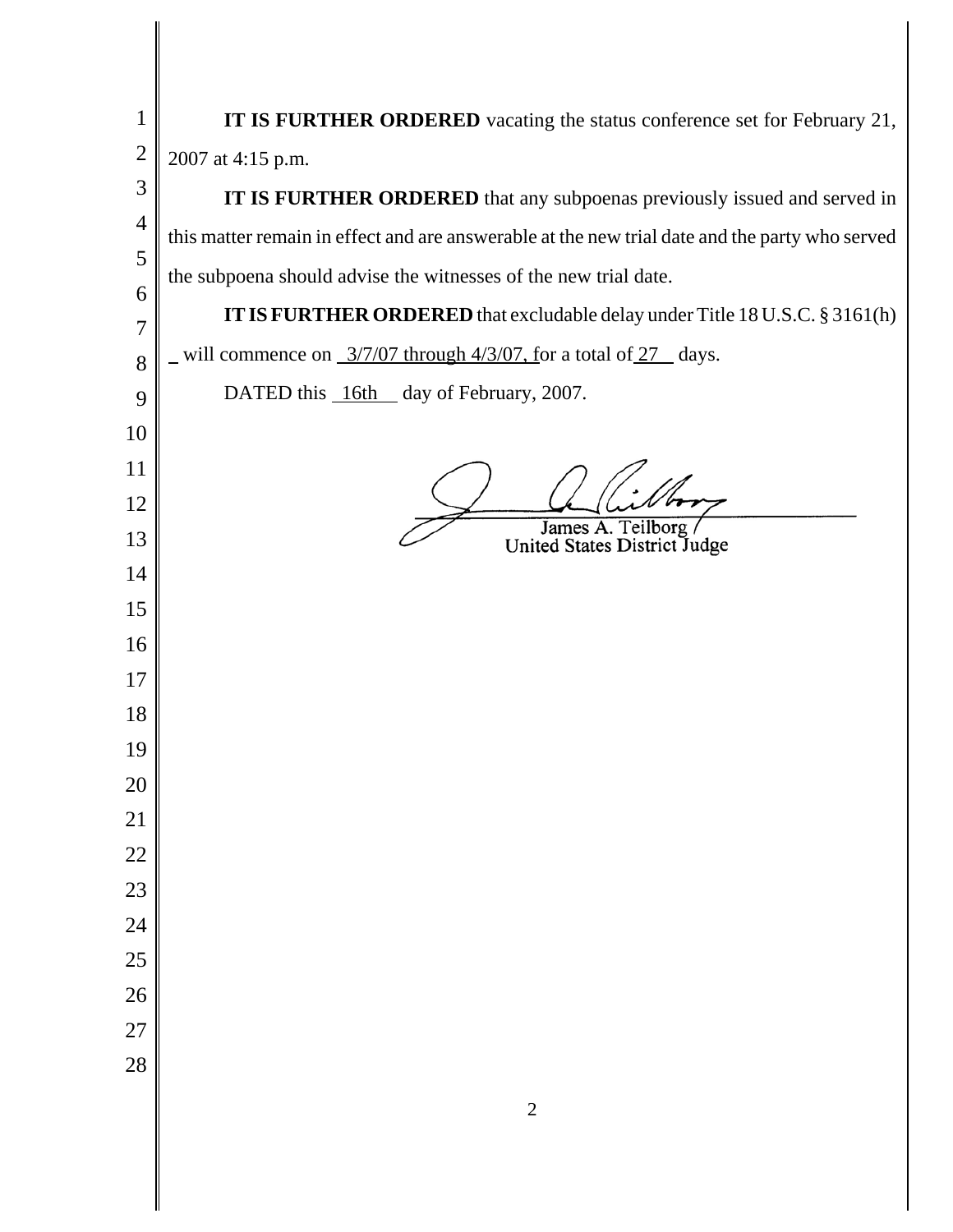**IT IS FURTHER ORDERED** vacating the status conference set for February 21, 2007 at 4:15 p.m.

**IT IS FURTHER ORDERED** that any subpoenas previously issued and served in this matter remain in effect and are answerable at the new trial date and the party who served the subpoena should advise the witnesses of the new trial date.

**IT IS FURTHER ORDERED** that excludable delay under Title 18 U.S.C. § 3161(h) will commence on 3/7/07 through 4/3/07, for a total of 27 days.

DATED this 16th day of February, 2007.

James A. Teilborg
United States District Judge